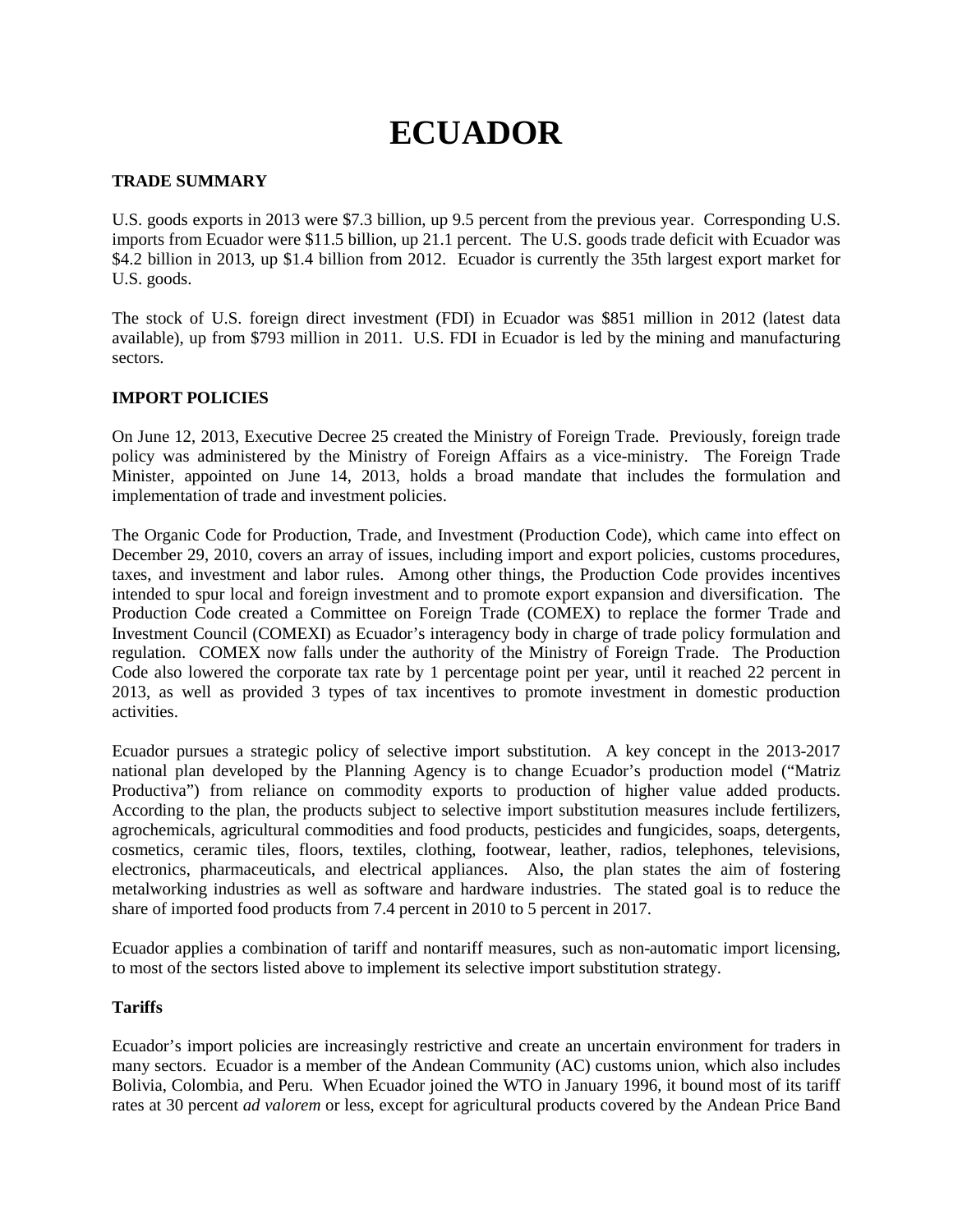# ECUADOR

## TRADE SUMMARY

U.S. goods exports in 2013 were $7.3 billion, up 9.5 percent from the previous year. Corresponding U.S. imports from Ecuador were $11.5 billion, up 21.1 percent. The U.S. goods trade deficit with Ecuador was $4.2 billion in 2013, up $1.4 billion from 2012. Ecuador is currently the 35th largest export market for U.S. goods.

The stock of U.S. foreign direct investment (FDI) in Ecuador was $851 million in 2012 (latest data available), up from $793 million in 2011. U.S. FDI in Ecuador is led by the mining and manufacturing sectors.

## IMPORT POLICIES

On June 12, 2013, Executive Decree 25 created the Ministry of Foreign Trade. Previously, foreign trade policy was administered by the Ministry of Foreign Affairs as a vice-ministry. The Foreign Trade Minister, appointed on June 14, 2013, holds a broad mandate that includes the formulation and implementation of trade and investment policies.

The Organic Code for Production, Trade, and Investment (Production Code), which came into effect on December 29, 2010, covers an array of issues, including import and export policies, customs procedures, taxes, and investment and labor rules. Among other things, the Production Code provides incentives intended to spur local and foreign investment and to promote export expansion and diversification. The Production Code created a Committee on Foreign Trade (COMEX) to replace the former Trade and Investment Council (COMEXI) as Ecuador's interagency body in charge of trade policy formulation and regulation. COMEX now falls under the authority of the Ministry of Foreign Trade. The Production Code also lowered the corporate tax rate by 1 percentage point per year, until it reached 22 percent in 2013, as well as provided 3 types of tax incentives to promote investment in domestic production activities.

Ecuador pursues a strategic policy of selective import substitution. A key concept in the 2013-2017 national plan developed by the Planning Agency is to change Ecuador's production model ("Matriz Productiva") from reliance on commodity exports to production of higher value added products. According to the plan, the products subject to selective import substitution measures include fertilizers, agrochemicals, agricultural commodities and food products, pesticides and fungicides, soaps, detergents, cosmetics, ceramic tiles, floors, textiles, clothing, footwear, leather, radios, telephones, televisions, electronics, pharmaceuticals, and electrical appliances. Also, the plan states the aim of fostering metalworking industries as well as software and hardware industries. The stated goal is to reduce the share of imported food products from 7.4 percent in 2010 to 5 percent in 2017.

Ecuador applies a combination of tariff and nontariff measures, such as non-automatic import licensing, to most of the sectors listed above to implement its selective import substitution strategy.

### Tariffs

Ecuador's import policies are increasingly restrictive and create an uncertain environment for traders in many sectors. Ecuador is a member of the Andean Community (AC) customs union, which also includes Bolivia, Colombia, and Peru. When Ecuador joined the WTO in January 1996, it bound most of its tariff rates at 30 percent *ad valorem* or less, except for agricultural products covered by the Andean Price Band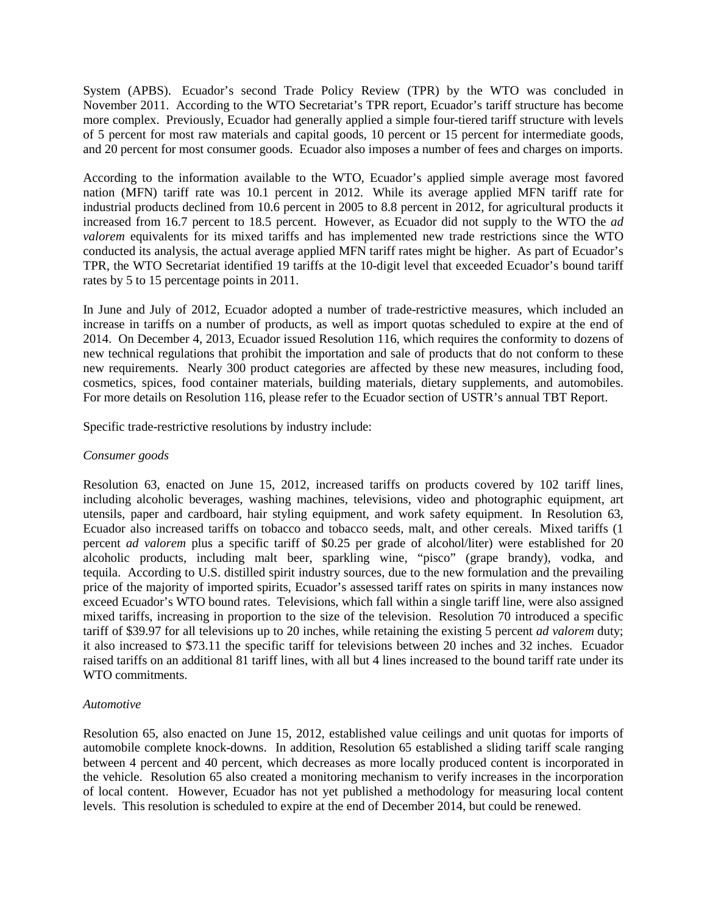System (APBS). Ecuador's second Trade Policy Review (TPR) by the WTO was concluded in November 2011. According to the WTO Secretariat's TPR report, Ecuador's tariff structure has become more complex. Previously, Ecuador had generally applied a simple four-tiered tariff structure with levels of 5 percent for most raw materials and capital goods, 10 percent or 15 percent for intermediate goods, and 20 percent for most consumer goods. Ecuador also imposes a number of fees and charges on imports.

According to the information available to the WTO, Ecuador's applied simple average most favored nation (MFN) tariff rate was 10.1 percent in 2012. While its average applied MFN tariff rate for industrial products declined from 10.6 percent in 2005 to 8.8 percent in 2012, for agricultural products it increased from 16.7 percent to 18.5 percent. However, as Ecuador did not supply to the WTO the *ad valorem* equivalents for its mixed tariffs and has implemented new trade restrictions since the WTO conducted its analysis, the actual average applied MFN tariff rates might be higher. As part of Ecuador's TPR, the WTO Secretariat identified 19 tariffs at the 10-digit level that exceeded Ecuador's bound tariff rates by 5 to 15 percentage points in 2011.

In June and July of 2012, Ecuador adopted a number of trade-restrictive measures, which included an increase in tariffs on a number of products, as well as import quotas scheduled to expire at the end of 2014. On December 4, 2013, Ecuador issued Resolution 116, which requires the conformity to dozens of new technical regulations that prohibit the importation and sale of products that do not conform to these new requirements. Nearly 300 product categories are affected by these new measures, including food, cosmetics, spices, food container materials, building materials, dietary supplements, and automobiles. For more details on Resolution 116, please refer to the Ecuador section of USTR's annual TBT Report.

Specific trade-restrictive resolutions by industry include:

*Consumer goods*

Resolution 63, enacted on June 15, 2012, increased tariffs on products covered by 102 tariff lines, including alcoholic beverages, washing machines, televisions, video and photographic equipment, art utensils, paper and cardboard, hair styling equipment, and work safety equipment. In Resolution 63, Ecuador also increased tariffs on tobacco and tobacco seeds, malt, and other cereals. Mixed tariffs (1 percent *ad valorem* plus a specific tariff of $0.25 per grade of alcohol/liter) were established for 20 alcoholic products, including malt beer, sparkling wine, "pisco" (grape brandy), vodka, and tequila. According to U.S. distilled spirit industry sources, due to the new formulation and the prevailing price of the majority of imported spirits, Ecuador's assessed tariff rates on spirits in many instances now exceed Ecuador's WTO bound rates. Televisions, which fall within a single tariff line, were also assigned mixed tariffs, increasing in proportion to the size of the television. Resolution 70 introduced a specific tariff of $39.97 for all televisions up to 20 inches, while retaining the existing 5 percent *ad valorem* duty; it also increased to $73.11 the specific tariff for televisions between 20 inches and 32 inches. Ecuador raised tariffs on an additional 81 tariff lines, with all but 4 lines increased to the bound tariff rate under its WTO commitments.

*Automotive*

Resolution 65, also enacted on June 15, 2012, established value ceilings and unit quotas for imports of automobile complete knock-downs. In addition, Resolution 65 established a sliding tariff scale ranging between 4 percent and 40 percent, which decreases as more locally produced content is incorporated in the vehicle. Resolution 65 also created a monitoring mechanism to verify increases in the incorporation of local content. However, Ecuador has not yet published a methodology for measuring local content levels. This resolution is scheduled to expire at the end of December 2014, but could be renewed.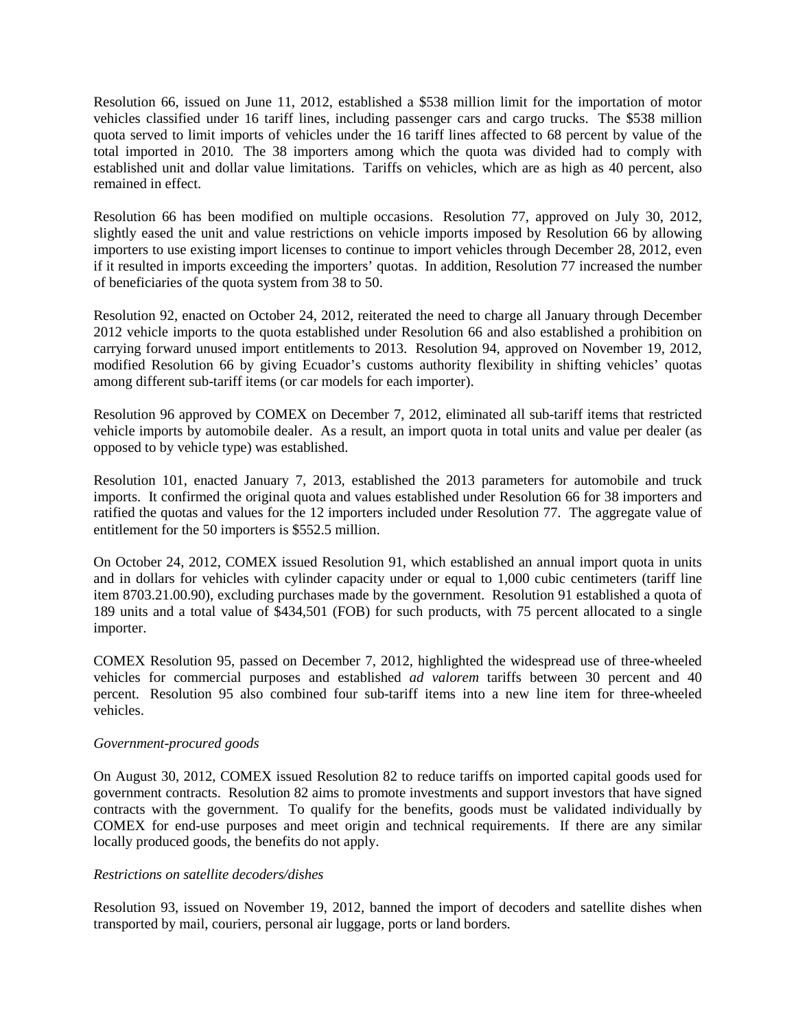Resolution 66, issued on June 11, 2012, established a $538 million limit for the importation of motor vehicles classified under 16 tariff lines, including passenger cars and cargo trucks. The $538 million quota served to limit imports of vehicles under the 16 tariff lines affected to 68 percent by value of the total imported in 2010. The 38 importers among which the quota was divided had to comply with established unit and dollar value limitations. Tariffs on vehicles, which are as high as 40 percent, also remained in effect.

Resolution 66 has been modified on multiple occasions. Resolution 77, approved on July 30, 2012, slightly eased the unit and value restrictions on vehicle imports imposed by Resolution 66 by allowing importers to use existing import licenses to continue to import vehicles through December 28, 2012, even if it resulted in imports exceeding the importers' quotas. In addition, Resolution 77 increased the number of beneficiaries of the quota system from 38 to 50.

Resolution 92, enacted on October 24, 2012, reiterated the need to charge all January through December 2012 vehicle imports to the quota established under Resolution 66 and also established a prohibition on carrying forward unused import entitlements to 2013. Resolution 94, approved on November 19, 2012, modified Resolution 66 by giving Ecuador's customs authority flexibility in shifting vehicles' quotas among different sub-tariff items (or car models for each importer).

Resolution 96 approved by COMEX on December 7, 2012, eliminated all sub-tariff items that restricted vehicle imports by automobile dealer. As a result, an import quota in total units and value per dealer (as opposed to by vehicle type) was established.

Resolution 101, enacted January 7, 2013, established the 2013 parameters for automobile and truck imports. It confirmed the original quota and values established under Resolution 66 for 38 importers and ratified the quotas and values for the 12 importers included under Resolution 77. The aggregate value of entitlement for the 50 importers is $552.5 million.

On October 24, 2012, COMEX issued Resolution 91, which established an annual import quota in units and in dollars for vehicles with cylinder capacity under or equal to 1,000 cubic centimeters (tariff line item 8703.21.00.90), excluding purchases made by the government. Resolution 91 established a quota of 189 units and a total value of $434,501 (FOB) for such products, with 75 percent allocated to a single importer.

COMEX Resolution 95, passed on December 7, 2012, highlighted the widespread use of three-wheeled vehicles for commercial purposes and established *ad valorem* tariffs between 30 percent and 40 percent. Resolution 95 also combined four sub-tariff items into a new line item for three-wheeled vehicles.

*Government-procured goods*

On August 30, 2012, COMEX issued Resolution 82 to reduce tariffs on imported capital goods used for government contracts. Resolution 82 aims to promote investments and support investors that have signed contracts with the government. To qualify for the benefits, goods must be validated individually by COMEX for end-use purposes and meet origin and technical requirements. If there are any similar locally produced goods, the benefits do not apply.

*Restrictions on satellite decoders/dishes*

Resolution 93, issued on November 19, 2012, banned the import of decoders and satellite dishes when transported by mail, couriers, personal air luggage, ports or land borders.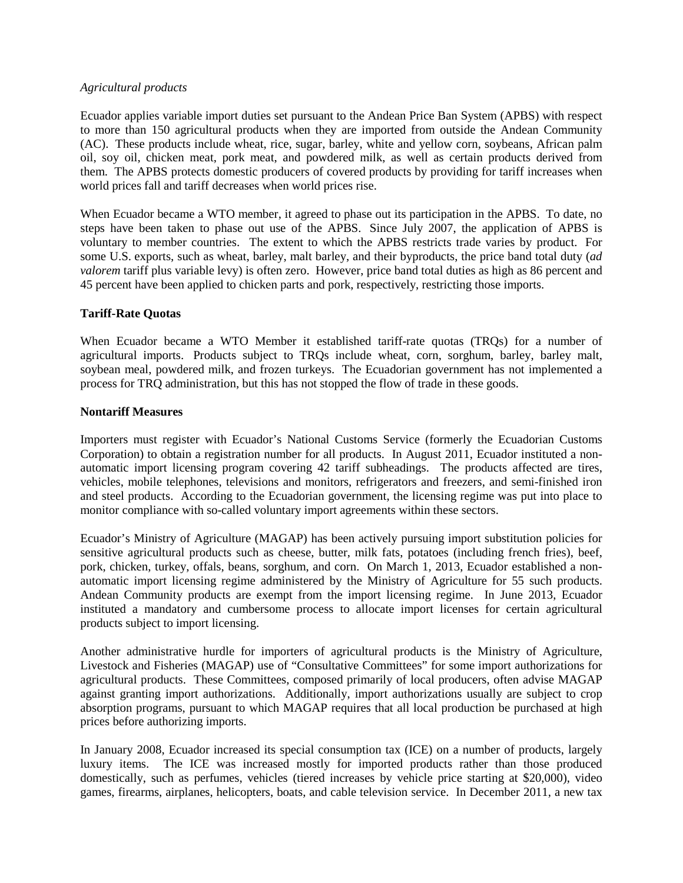*Agricultural products*

Ecuador applies variable import duties set pursuant to the Andean Price Ban System (APBS) with respect to more than 150 agricultural products when they are imported from outside the Andean Community (AC). These products include wheat, rice, sugar, barley, white and yellow corn, soybeans, African palm oil, soy oil, chicken meat, pork meat, and powdered milk, as well as certain products derived from them. The APBS protects domestic producers of covered products by providing for tariff increases when world prices fall and tariff decreases when world prices rise.

When Ecuador became a WTO member, it agreed to phase out its participation in the APBS. To date, no steps have been taken to phase out use of the APBS. Since July 2007, the application of APBS is voluntary to member countries. The extent to which the APBS restricts trade varies by product. For some U.S. exports, such as wheat, barley, malt barley, and their byproducts, the price band total duty (*ad valorem* tariff plus variable levy) is often zero. However, price band total duties as high as 86 percent and 45 percent have been applied to chicken parts and pork, respectively, restricting those imports.

**Tariff-Rate Quotas**

When Ecuador became a WTO Member it established tariff-rate quotas (TRQs) for a number of agricultural imports. Products subject to TRQs include wheat, corn, sorghum, barley, barley malt, soybean meal, powdered milk, and frozen turkeys. The Ecuadorian government has not implemented a process for TRQ administration, but this has not stopped the flow of trade in these goods.

**Nontariff Measures**

Importers must register with Ecuador's National Customs Service (formerly the Ecuadorian Customs Corporation) to obtain a registration number for all products. In August 2011, Ecuador instituted a non-automatic import licensing program covering 42 tariff subheadings. The products affected are tires, vehicles, mobile telephones, televisions and monitors, refrigerators and freezers, and semi-finished iron and steel products. According to the Ecuadorian government, the licensing regime was put into place to monitor compliance with so-called voluntary import agreements within these sectors.

Ecuador's Ministry of Agriculture (MAGAP) has been actively pursuing import substitution policies for sensitive agricultural products such as cheese, butter, milk fats, potatoes (including french fries), beef, pork, chicken, turkey, offals, beans, sorghum, and corn. On March 1, 2013, Ecuador established a non-automatic import licensing regime administered by the Ministry of Agriculture for 55 such products. Andean Community products are exempt from the import licensing regime. In June 2013, Ecuador instituted a mandatory and cumbersome process to allocate import licenses for certain agricultural products subject to import licensing.

Another administrative hurdle for importers of agricultural products is the Ministry of Agriculture, Livestock and Fisheries (MAGAP) use of "Consultative Committees" for some import authorizations for agricultural products. These Committees, composed primarily of local producers, often advise MAGAP against granting import authorizations. Additionally, import authorizations usually are subject to crop absorption programs, pursuant to which MAGAP requires that all local production be purchased at high prices before authorizing imports.

In January 2008, Ecuador increased its special consumption tax (ICE) on a number of products, largely luxury items. The ICE was increased mostly for imported products rather than those produced domestically, such as perfumes, vehicles (tiered increases by vehicle price starting at $20,000), video games, firearms, airplanes, helicopters, boats, and cable television service. In December 2011, a new tax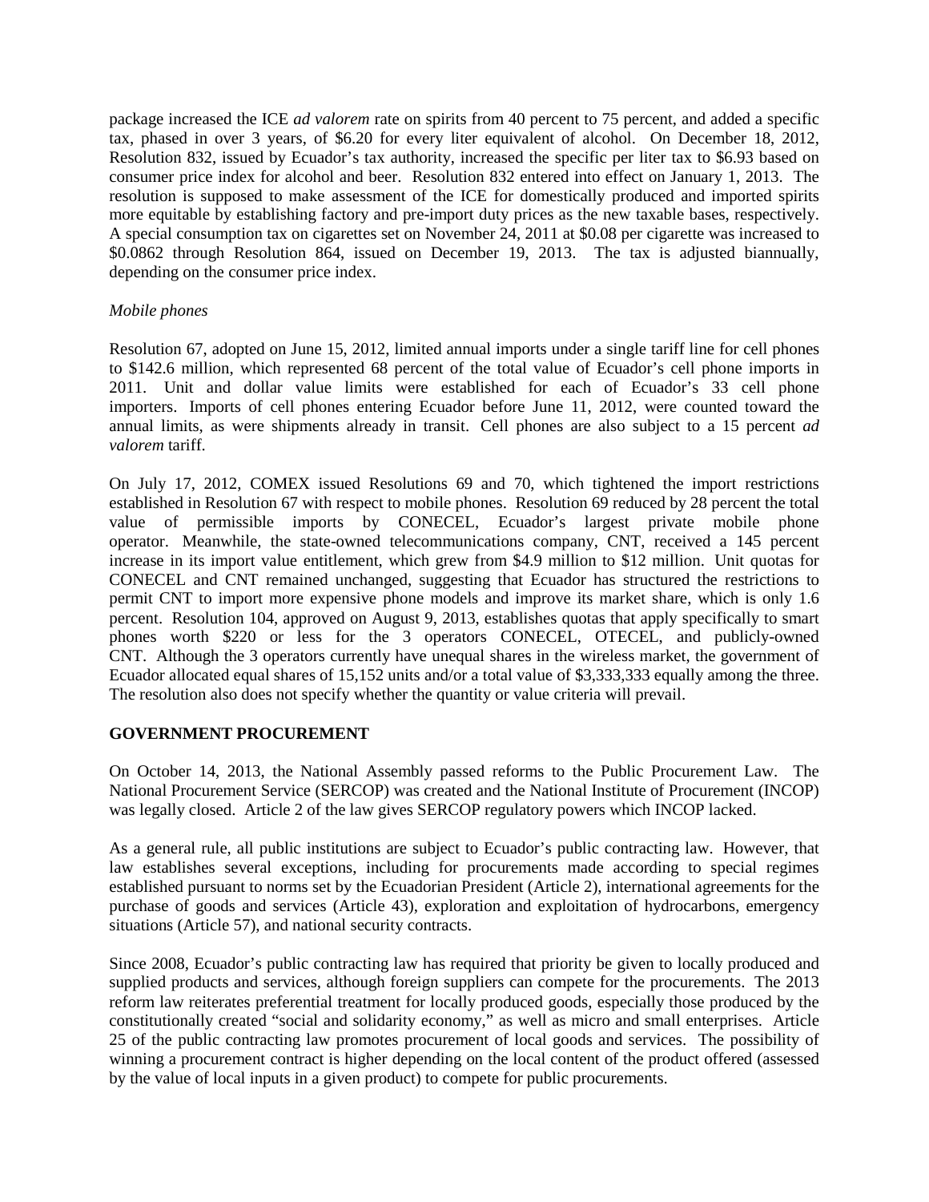package increased the ICE *ad valorem* rate on spirits from 40 percent to 75 percent, and added a specific tax, phased in over 3 years, of $6.20 for every liter equivalent of alcohol. On December 18, 2012, Resolution 832, issued by Ecuador's tax authority, increased the specific per liter tax to $6.93 based on consumer price index for alcohol and beer. Resolution 832 entered into effect on January 1, 2013. The resolution is supposed to make assessment of the ICE for domestically produced and imported spirits more equitable by establishing factory and pre-import duty prices as the new taxable bases, respectively. A special consumption tax on cigarettes set on November 24, 2011 at $0.08 per cigarette was increased to $0.0862 through Resolution 864, issued on December 19, 2013. The tax is adjusted biannually, depending on the consumer price index.

*Mobile phones*

Resolution 67, adopted on June 15, 2012, limited annual imports under a single tariff line for cell phones to $142.6 million, which represented 68 percent of the total value of Ecuador's cell phone imports in 2011. Unit and dollar value limits were established for each of Ecuador's 33 cell phone importers. Imports of cell phones entering Ecuador before June 11, 2012, were counted toward the annual limits, as were shipments already in transit. Cell phones are also subject to a 15 percent *ad valorem* tariff.

On July 17, 2012, COMEX issued Resolutions 69 and 70, which tightened the import restrictions established in Resolution 67 with respect to mobile phones. Resolution 69 reduced by 28 percent the total value of permissible imports by CONECEL, Ecuador's largest private mobile phone operator. Meanwhile, the state-owned telecommunications company, CNT, received a 145 percent increase in its import value entitlement, which grew from $4.9 million to $12 million. Unit quotas for CONECEL and CNT remained unchanged, suggesting that Ecuador has structured the restrictions to permit CNT to import more expensive phone models and improve its market share, which is only 1.6 percent. Resolution 104, approved on August 9, 2013, establishes quotas that apply specifically to smart phones worth $220 or less for the 3 operators CONECEL, OTECEL, and publicly-owned CNT. Although the 3 operators currently have unequal shares in the wireless market, the government of Ecuador allocated equal shares of 15,152 units and/or a total value of $3,333,333 equally among the three. The resolution also does not specify whether the quantity or value criteria will prevail.

## GOVERNMENT PROCUREMENT

On October 14, 2013, the National Assembly passed reforms to the Public Procurement Law. The National Procurement Service (SERCOP) was created and the National Institute of Procurement (INCOP) was legally closed. Article 2 of the law gives SERCOP regulatory powers which INCOP lacked.

As a general rule, all public institutions are subject to Ecuador's public contracting law. However, that law establishes several exceptions, including for procurements made according to special regimes established pursuant to norms set by the Ecuadorian President (Article 2), international agreements for the purchase of goods and services (Article 43), exploration and exploitation of hydrocarbons, emergency situations (Article 57), and national security contracts.

Since 2008, Ecuador's public contracting law has required that priority be given to locally produced and supplied products and services, although foreign suppliers can compete for the procurements. The 2013 reform law reiterates preferential treatment for locally produced goods, especially those produced by the constitutionally created "social and solidarity economy," as well as micro and small enterprises. Article 25 of the public contracting law promotes procurement of local goods and services. The possibility of winning a procurement contract is higher depending on the local content of the product offered (assessed by the value of local inputs in a given product) to compete for public procurements.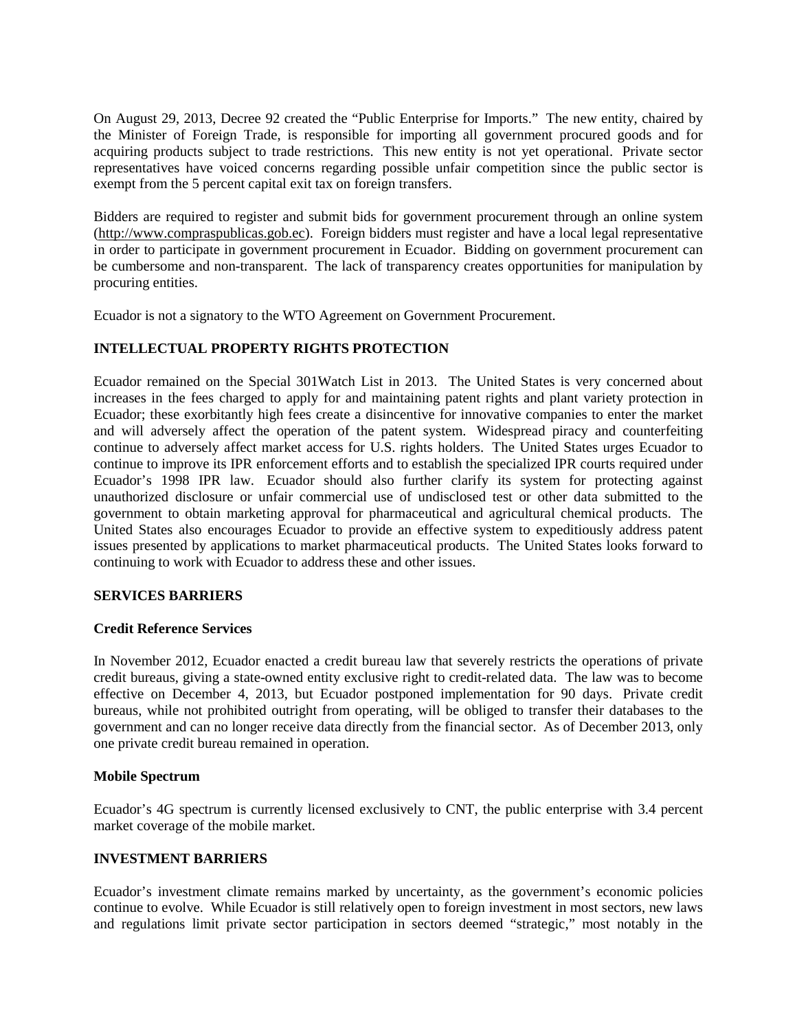On August 29, 2013, Decree 92 created the "Public Enterprise for Imports." The new entity, chaired by the Minister of Foreign Trade, is responsible for importing all government procured goods and for acquiring products subject to trade restrictions. This new entity is not yet operational. Private sector representatives have voiced concerns regarding possible unfair competition since the public sector is exempt from the 5 percent capital exit tax on foreign transfers.

Bidders are required to register and submit bids for government procurement through an online system (http://www.compraspublicas.gob.ec). Foreign bidders must register and have a local legal representative in order to participate in government procurement in Ecuador. Bidding on government procurement can be cumbersome and non-transparent. The lack of transparency creates opportunities for manipulation by procuring entities.

Ecuador is not a signatory to the WTO Agreement on Government Procurement.

## INTELLECTUAL PROPERTY RIGHTS PROTECTION

Ecuador remained on the Special 301Watch List in 2013. The United States is very concerned about increases in the fees charged to apply for and maintaining patent rights and plant variety protection in Ecuador; these exorbitantly high fees create a disincentive for innovative companies to enter the market and will adversely affect the operation of the patent system. Widespread piracy and counterfeiting continue to adversely affect market access for U.S. rights holders. The United States urges Ecuador to continue to improve its IPR enforcement efforts and to establish the specialized IPR courts required under Ecuador's 1998 IPR law. Ecuador should also further clarify its system for protecting against unauthorized disclosure or unfair commercial use of undisclosed test or other data submitted to the government to obtain marketing approval for pharmaceutical and agricultural chemical products. The United States also encourages Ecuador to provide an effective system to expeditiously address patent issues presented by applications to market pharmaceutical products. The United States looks forward to continuing to work with Ecuador to address these and other issues.

## SERVICES BARRIERS

### Credit Reference Services

In November 2012, Ecuador enacted a credit bureau law that severely restricts the operations of private credit bureaus, giving a state-owned entity exclusive right to credit-related data. The law was to become effective on December 4, 2013, but Ecuador postponed implementation for 90 days. Private credit bureaus, while not prohibited outright from operating, will be obliged to transfer their databases to the government and can no longer receive data directly from the financial sector. As of December 2013, only one private credit bureau remained in operation.

### Mobile Spectrum

Ecuador's 4G spectrum is currently licensed exclusively to CNT, the public enterprise with 3.4 percent market coverage of the mobile market.

## INVESTMENT BARRIERS

Ecuador's investment climate remains marked by uncertainty, as the government's economic policies continue to evolve. While Ecuador is still relatively open to foreign investment in most sectors, new laws and regulations limit private sector participation in sectors deemed "strategic," most notably in the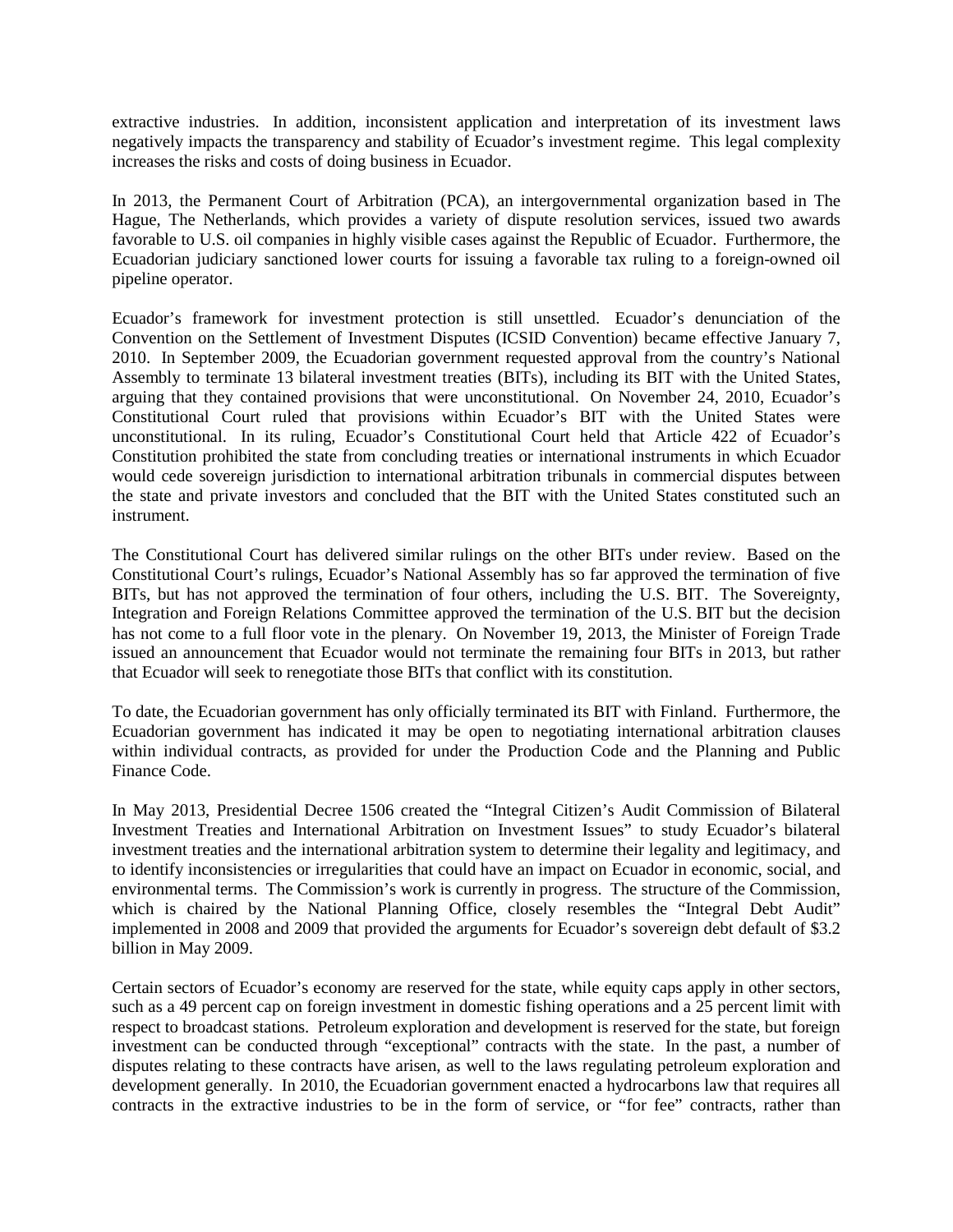extractive industries. In addition, inconsistent application and interpretation of its investment laws negatively impacts the transparency and stability of Ecuador's investment regime. This legal complexity increases the risks and costs of doing business in Ecuador.

In 2013, the Permanent Court of Arbitration (PCA), an intergovernmental organization based in The Hague, The Netherlands, which provides a variety of dispute resolution services, issued two awards favorable to U.S. oil companies in highly visible cases against the Republic of Ecuador. Furthermore, the Ecuadorian judiciary sanctioned lower courts for issuing a favorable tax ruling to a foreign-owned oil pipeline operator.

Ecuador's framework for investment protection is still unsettled. Ecuador's denunciation of the Convention on the Settlement of Investment Disputes (ICSID Convention) became effective January 7, 2010. In September 2009, the Ecuadorian government requested approval from the country's National Assembly to terminate 13 bilateral investment treaties (BITs), including its BIT with the United States, arguing that they contained provisions that were unconstitutional. On November 24, 2010, Ecuador's Constitutional Court ruled that provisions within Ecuador's BIT with the United States were unconstitutional. In its ruling, Ecuador's Constitutional Court held that Article 422 of Ecuador's Constitution prohibited the state from concluding treaties or international instruments in which Ecuador would cede sovereign jurisdiction to international arbitration tribunals in commercial disputes between the state and private investors and concluded that the BIT with the United States constituted such an instrument.

The Constitutional Court has delivered similar rulings on the other BITs under review. Based on the Constitutional Court's rulings, Ecuador's National Assembly has so far approved the termination of five BITs, but has not approved the termination of four others, including the U.S. BIT. The Sovereignty, Integration and Foreign Relations Committee approved the termination of the U.S. BIT but the decision has not come to a full floor vote in the plenary. On November 19, 2013, the Minister of Foreign Trade issued an announcement that Ecuador would not terminate the remaining four BITs in 2013, but rather that Ecuador will seek to renegotiate those BITs that conflict with its constitution.

To date, the Ecuadorian government has only officially terminated its BIT with Finland. Furthermore, the Ecuadorian government has indicated it may be open to negotiating international arbitration clauses within individual contracts, as provided for under the Production Code and the Planning and Public Finance Code.

In May 2013, Presidential Decree 1506 created the "Integral Citizen's Audit Commission of Bilateral Investment Treaties and International Arbitration on Investment Issues" to study Ecuador's bilateral investment treaties and the international arbitration system to determine their legality and legitimacy, and to identify inconsistencies or irregularities that could have an impact on Ecuador in economic, social, and environmental terms. The Commission's work is currently in progress. The structure of the Commission, which is chaired by the National Planning Office, closely resembles the "Integral Debt Audit" implemented in 2008 and 2009 that provided the arguments for Ecuador's sovereign debt default of $3.2 billion in May 2009.

Certain sectors of Ecuador's economy are reserved for the state, while equity caps apply in other sectors, such as a 49 percent cap on foreign investment in domestic fishing operations and a 25 percent limit with respect to broadcast stations. Petroleum exploration and development is reserved for the state, but foreign investment can be conducted through "exceptional" contracts with the state. In the past, a number of disputes relating to these contracts have arisen, as well to the laws regulating petroleum exploration and development generally. In 2010, the Ecuadorian government enacted a hydrocarbons law that requires all contracts in the extractive industries to be in the form of service, or "for fee" contracts, rather than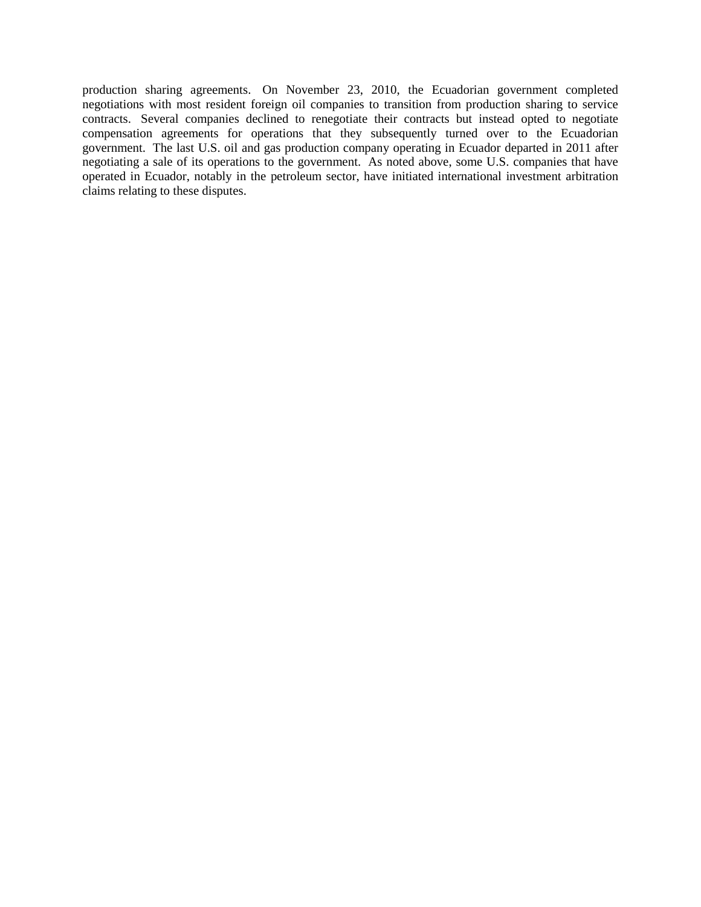production sharing agreements. On November 23, 2010, the Ecuadorian government completed negotiations with most resident foreign oil companies to transition from production sharing to service contracts. Several companies declined to renegotiate their contracts but instead opted to negotiate compensation agreements for operations that they subsequently turned over to the Ecuadorian government. The last U.S. oil and gas production company operating in Ecuador departed in 2011 after negotiating a sale of its operations to the government. As noted above, some U.S. companies that have operated in Ecuador, notably in the petroleum sector, have initiated international investment arbitration claims relating to these disputes.